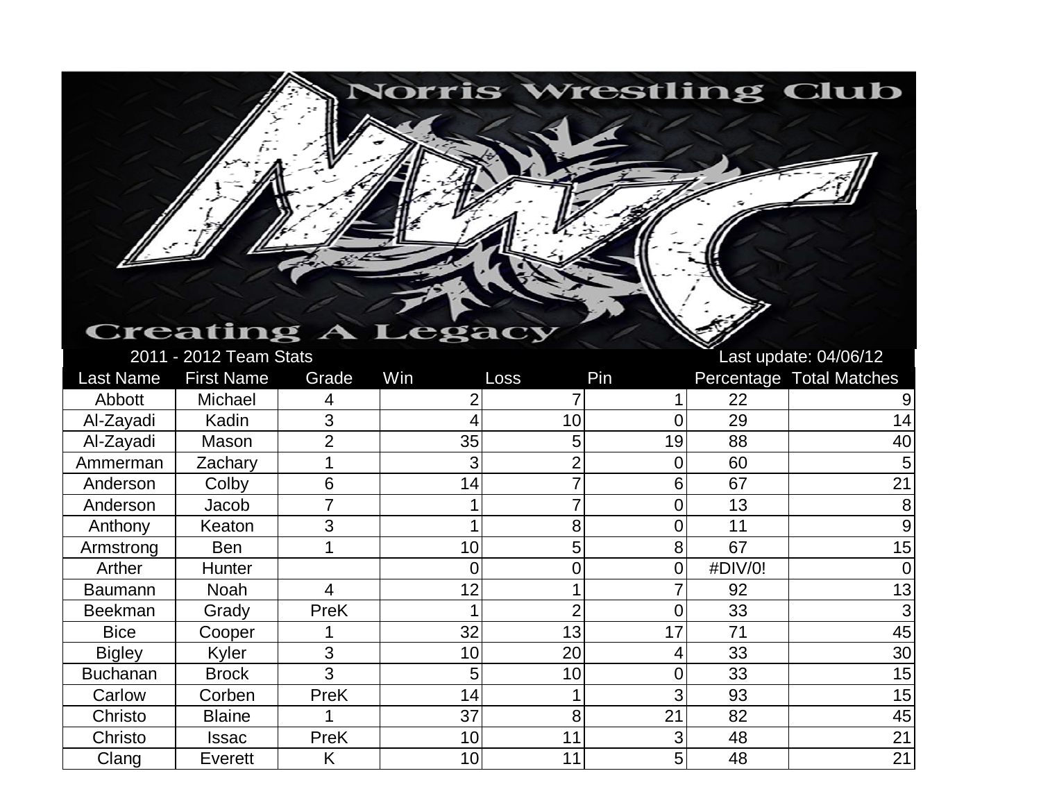# Norris Wrestling Club

Creating A Legacy

2011 - 2012 Team Stats

Last update: 04/06/12

| Last Name | First Name | Grade | Win | Loss | Pin | Percentage | Total Matches |
|---|---|---|---|---|---|---|---|
| Abbott | Michael | 4 | 2 | 7 | 1 | 22 | 9 |
| Al-Zayadi | Kadin | 3 | 4 | 10 | 0 | 29 | 14 |
| Al-Zayadi | Mason | 2 | 35 | 5 | 19 | 88 | 40 |
| Ammerman | Zachary | 1 | 3 | 2 | 0 | 60 | 5 |
| Anderson | Colby | 6 | 14 | 7 | 6 | 67 | 21 |
| Anderson | Jacob | 7 | 1 | 7 | 0 | 13 | 8 |
| Anthony | Keaton | 3 | 1 | 8 | 0 | 11 | 9 |
| Armstrong | Ben | 1 | 10 | 5 | 8 | 67 | 15 |
| Arther | Hunter | | 0 | 0 | 0 | #DIV/0! | 0 |
| Baumann | Noah | 4 | 12 | 1 | 7 | 92 | 13 |
| Beekman | Grady | PreK | 1 | 2 | 0 | 33 | 3 |
| Bice | Cooper | 1 | 32 | 13 | 17 | 71 | 45 |
| Bigley | Kyler | 3 | 10 | 20 | 4 | 33 | 30 |
| Buchanan | Brock | 3 | 5 | 10 | 0 | 33 | 15 |
| Carlow | Corben | PreK | 14 | 1 | 3 | 93 | 15 |
| Christo | Blaine | 1 | 37 | 8 | 21 | 82 | 45 |
| Christo | Issac | PreK | 10 | 11 | 3 | 48 | 21 |
| Clang | Everett | K | 10 | 11 | 5 | 48 | 21 |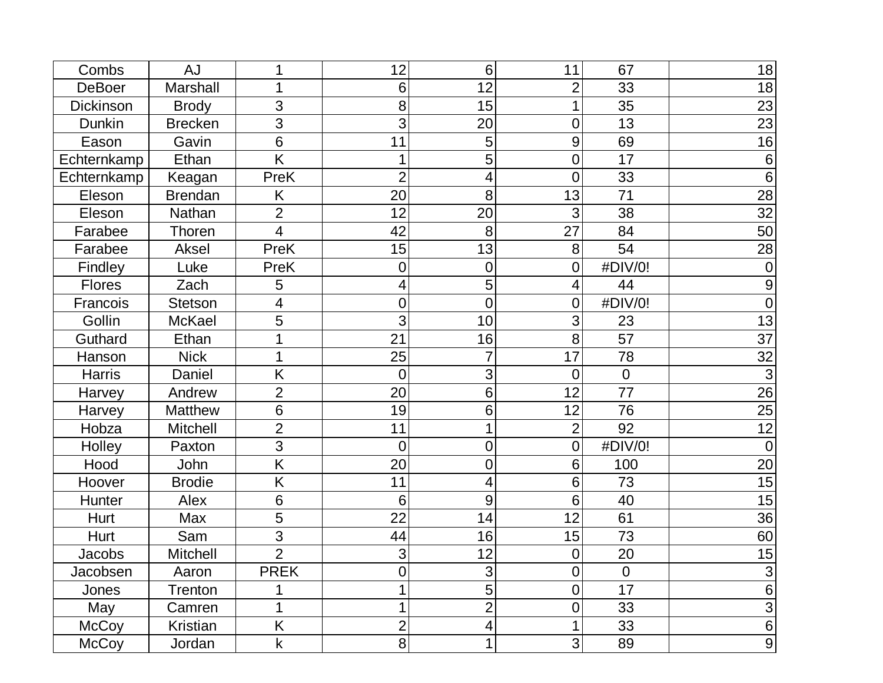| | | | | | | | |
|---|---|---|---|---|---|---|---|
| Combs | AJ | 1 | 12 | 6 | 11 | 67 | 18 |
| DeBoer | Marshall | 1 | 6 | 12 | 2 | 33 | 18 |
| Dickinson | Brody | 3 | 8 | 15 | 1 | 35 | 23 |
| Dunkin | Brecken | 3 | 3 | 20 | 0 | 13 | 23 |
| Eason | Gavin | 6 | 11 | 5 | 9 | 69 | 16 |
| Echternkamp | Ethan | K | 1 | 5 | 0 | 17 | 6 |
| Echternkamp | Keagan | PreK | 2 | 4 | 0 | 33 | 6 |
| Eleson | Brendan | K | 20 | 8 | 13 | 71 | 28 |
| Eleson | Nathan | 2 | 12 | 20 | 3 | 38 | 32 |
| Farabee | Thoren | 4 | 42 | 8 | 27 | 84 | 50 |
| Farabee | Aksel | PreK | 15 | 13 | 8 | 54 | 28 |
| Findley | Luke | PreK | 0 | 0 | 0 | #DIV/0! | 0 |
| Flores | Zach | 5 | 4 | 5 | 4 | 44 | 9 |
| Francois | Stetson | 4 | 0 | 0 | 0 | #DIV/0! | 0 |
| Gollin | McKael | 5 | 3 | 10 | 3 | 23 | 13 |
| Guthard | Ethan | 1 | 21 | 16 | 8 | 57 | 37 |
| Hanson | Nick | 1 | 25 | 7 | 17 | 78 | 32 |
| Harris | Daniel | K | 0 | 3 | 0 | 0 | 3 |
| Harvey | Andrew | 2 | 20 | 6 | 12 | 77 | 26 |
| Harvey | Matthew | 6 | 19 | 6 | 12 | 76 | 25 |
| Hobza | Mitchell | 2 | 11 | 1 | 2 | 92 | 12 |
| Holley | Paxton | 3 | 0 | 0 | 0 | #DIV/0! | 0 |
| Hood | John | K | 20 | 0 | 6 | 100 | 20 |
| Hoover | Brodie | K | 11 | 4 | 6 | 73 | 15 |
| Hunter | Alex | 6 | 6 | 9 | 6 | 40 | 15 |
| Hurt | Max | 5 | 22 | 14 | 12 | 61 | 36 |
| Hurt | Sam | 3 | 44 | 16 | 15 | 73 | 60 |
| Jacobs | Mitchell | 2 | 3 | 12 | 0 | 20 | 15 |
| Jacobsen | Aaron | PREK | 0 | 3 | 0 | 0 | 3 |
| Jones | Trenton | 1 | 1 | 5 | 0 | 17 | 6 |
| May | Camren | 1 | 1 | 2 | 0 | 33 | 3 |
| McCoy | Kristian | K | 2 | 4 | 1 | 33 | 6 |
| McCoy | Jordan | k | 8 | 1 | 3 | 89 | 9 |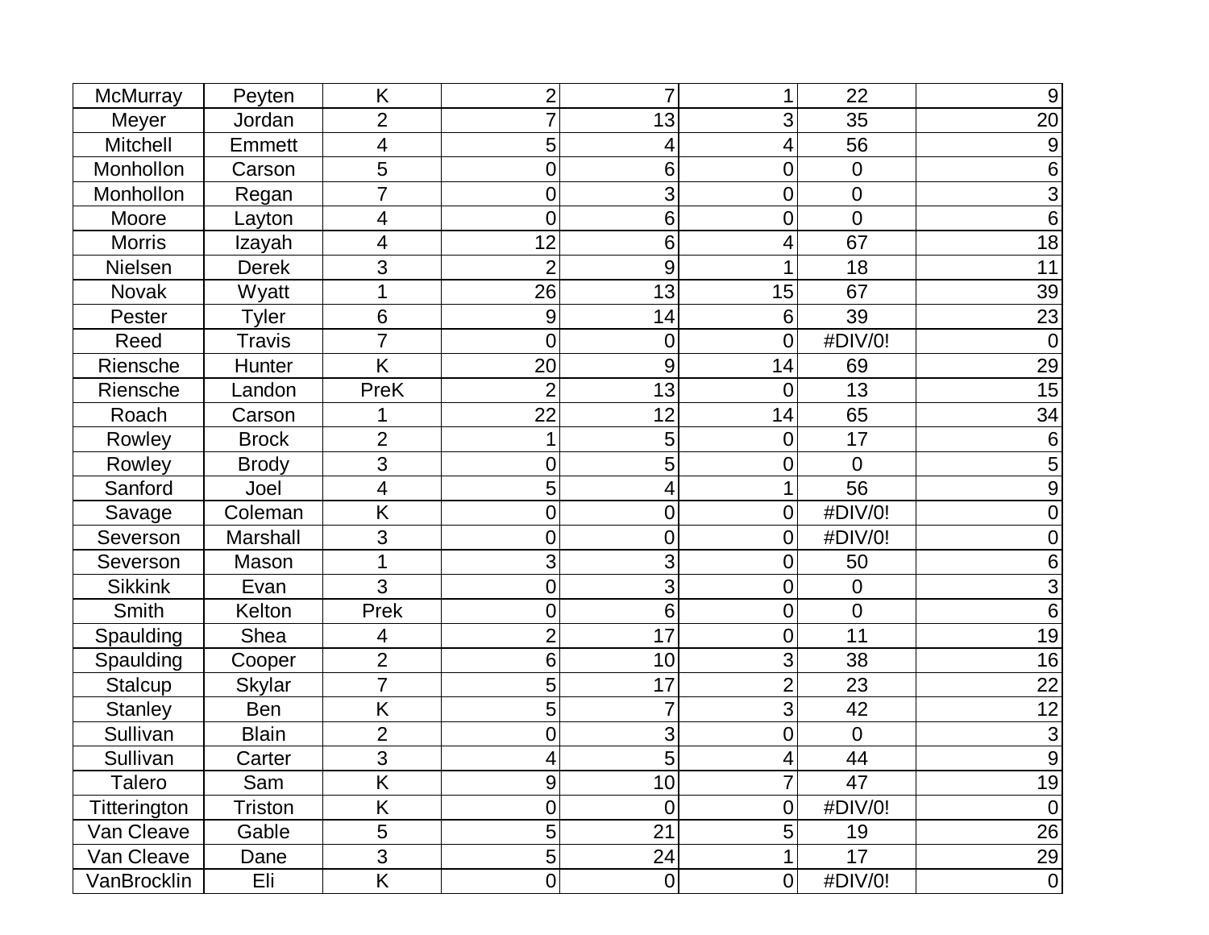| McMurray | Peyten | K | 2 | 7 | 1 | 22 | 9 |
|---|---|---|---|---|---|---|---|
| Meyer | Jordan | 2 | 7 | 13 | 3 | 35 | 20 |
| Mitchell | Emmett | 4 | 5 | 4 | 4 | 56 | 9 |
| Monhollon | Carson | 5 | 0 | 6 | 0 | 0 | 6 |
| Monhollon | Regan | 7 | 0 | 3 | 0 | 0 | 3 |
| Moore | Layton | 4 | 0 | 6 | 0 | 0 | 6 |
| Morris | Izayah | 4 | 12 | 6 | 4 | 67 | 18 |
| Nielsen | Derek | 3 | 2 | 9 | 1 | 18 | 11 |
| Novak | Wyatt | 1 | 26 | 13 | 15 | 67 | 39 |
| Pester | Tyler | 6 | 9 | 14 | 6 | 39 | 23 |
| Reed | Travis | 7 | 0 | 0 | 0 | #DIV/0! | 0 |
| Riensche | Hunter | K | 20 | 9 | 14 | 69 | 29 |
| Riensche | Landon | PreK | 2 | 13 | 0 | 13 | 15 |
| Roach | Carson | 1 | 22 | 12 | 14 | 65 | 34 |
| Rowley | Brock | 2 | 1 | 5 | 0 | 17 | 6 |
| Rowley | Brody | 3 | 0 | 5 | 0 | 0 | 5 |
| Sanford | Joel | 4 | 5 | 4 | 1 | 56 | 9 |
| Savage | Coleman | K | 0 | 0 | 0 | #DIV/0! | 0 |
| Severson | Marshall | 3 | 0 | 0 | 0 | #DIV/0! | 0 |
| Severson | Mason | 1 | 3 | 3 | 0 | 50 | 6 |
| Sikkink | Evan | 3 | 0 | 3 | 0 | 0 | 3 |
| Smith | Kelton | Prek | 0 | 6 | 0 | 0 | 6 |
| Spaulding | Shea | 4 | 2 | 17 | 0 | 11 | 19 |
| Spaulding | Cooper | 2 | 6 | 10 | 3 | 38 | 16 |
| Stalcup | Skylar | 7 | 5 | 17 | 2 | 23 | 22 |
| Stanley | Ben | K | 5 | 7 | 3 | 42 | 12 |
| Sullivan | Blain | 2 | 0 | 3 | 0 | 0 | 3 |
| Sullivan | Carter | 3 | 4 | 5 | 4 | 44 | 9 |
| Talero | Sam | K | 9 | 10 | 7 | 47 | 19 |
| Titterington | Triston | K | 0 | 0 | 0 | #DIV/0! | 0 |
| Van Cleave | Gable | 5 | 5 | 21 | 5 | 19 | 26 |
| Van Cleave | Dane | 3 | 5 | 24 | 1 | 17 | 29 |
| VanBrocklin | Eli | K | 0 | 0 | 0 | #DIV/0! | 0 |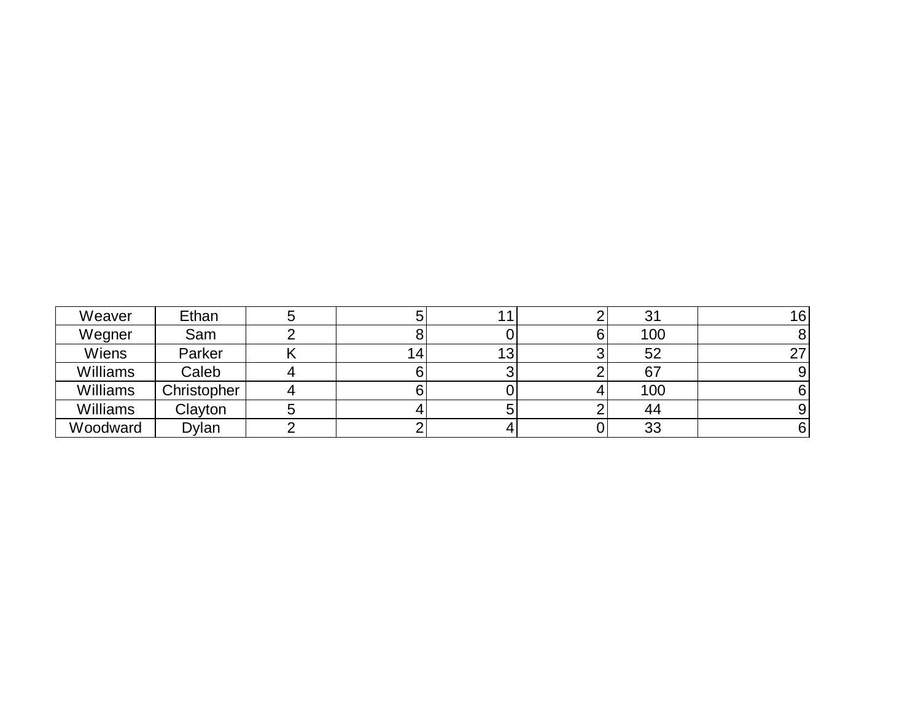| | | | | | | | |
|---|---|---|---|---|---|---|---|
| Weaver | Ethan | 5 | 5 | 11 | 2 | 31 | 16 |
| Wegner | Sam | 2 | 8 | 0 | 6 | 100 | 8 |
| Wiens | Parker | K | 14 | 13 | 3 | 52 | 27 |
| Williams | Caleb | 4 | 6 | 3 | 2 | 67 | 9 |
| Williams | Christopher | 4 | 6 | 0 | 4 | 100 | 6 |
| Williams | Clayton | 5 | 4 | 5 | 2 | 44 | 9 |
| Woodward | Dylan | 2 | 2 | 4 | 0 | 33 | 6 |